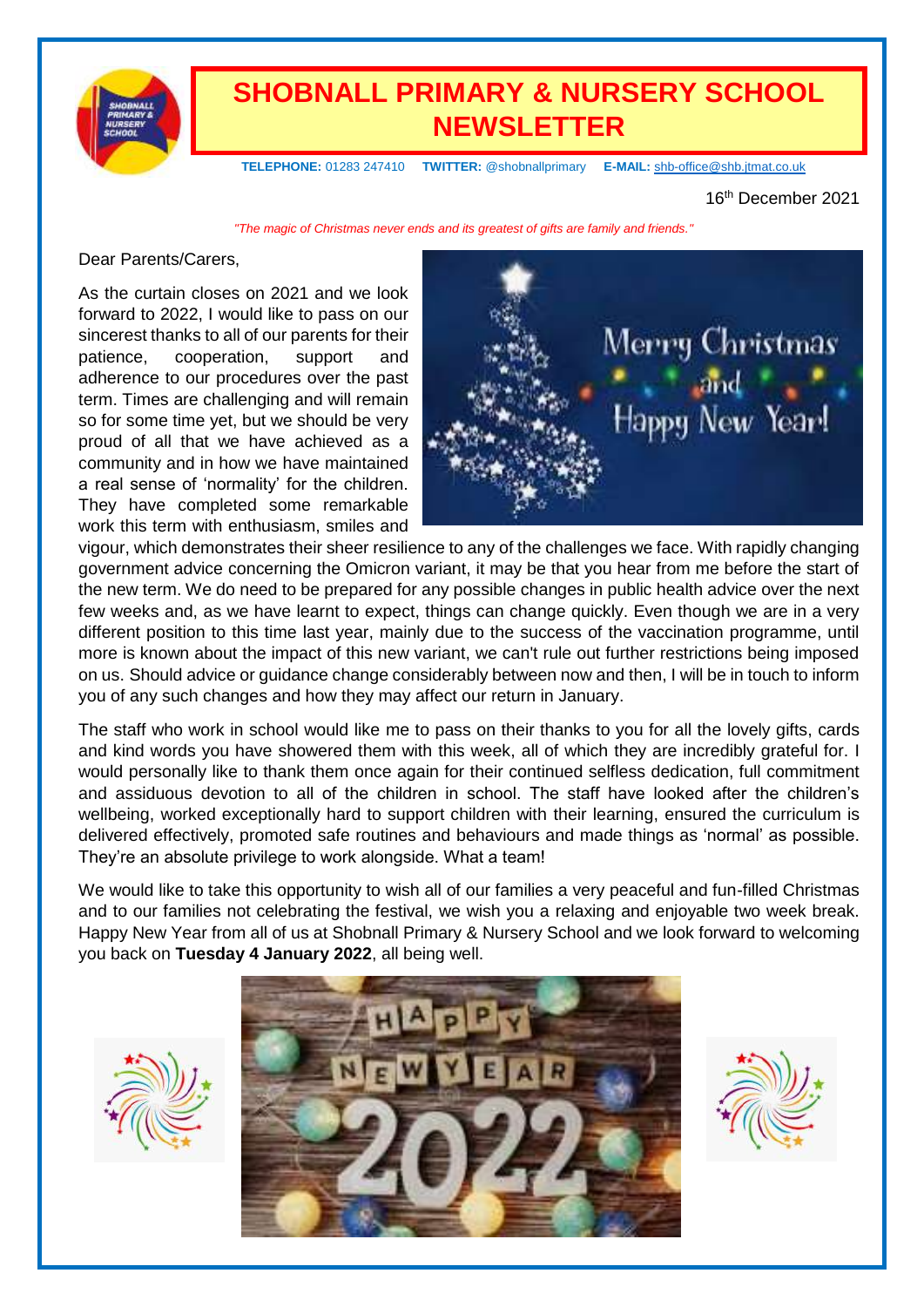# SHOBNALL PRIMARY & NURSERY SCHOOL NEWSLETTER

**TELEPHONE:** 01283 247410 **TWITTER:** @shobnallprimary **E-MAIL:** shb-office@shb.jtmat.co.uk

16th December 2021

*"The magic of Christmas never ends and its greatest of gifts are family and friends."*

Dear Parents/Carers,

As the curtain closes on 2021 and we look forward to 2022, I would like to pass on our sincerest thanks to all of our parents for their patience, cooperation, support and adherence to our procedures over the past term. Times are challenging and will remain so for some time yet, but we should be very proud of all that we have achieved as a community and in how we have maintained a real sense of 'normality' for the children. They have completed some remarkable work this term with enthusiasm, smiles and vigour, which demonstrates their sheer resilience to any of the challenges we face. With rapidly changing government advice concerning the Omicron variant, it may be that you hear from me before the start of the new term. We do need to be prepared for any possible changes in public health advice over the next few weeks and, as we have learnt to expect, things can change quickly. Even though we are in a very different position to this time last year, mainly due to the success of the vaccination programme, until more is known about the impact of this new variant, we can't rule out further restrictions being imposed on us. Should advice or guidance change considerably between now and then, I will be in touch to inform you of any such changes and how they may affect our return in January.

The staff who work in school would like me to pass on their thanks to you for all the lovely gifts, cards and kind words you have showered them with this week, all of which they are incredibly grateful for. I would personally like to thank them once again for their continued selfless dedication, full commitment and assiduous devotion to all of the children in school. The staff have looked after the children's wellbeing, worked exceptionally hard to support children with their learning, ensured the curriculum is delivered effectively, promoted safe routines and behaviours and made things as 'normal' as possible. They're an absolute privilege to work alongside. What a team!

We would like to take this opportunity to wish all of our families a very peaceful and fun-filled Christmas and to our families not celebrating the festival, we wish you a relaxing and enjoyable two week break. Happy New Year from all of us at Shobnall Primary & Nursery School and we look forward to welcoming you back on **Tuesday 4 January 2022**, all being well.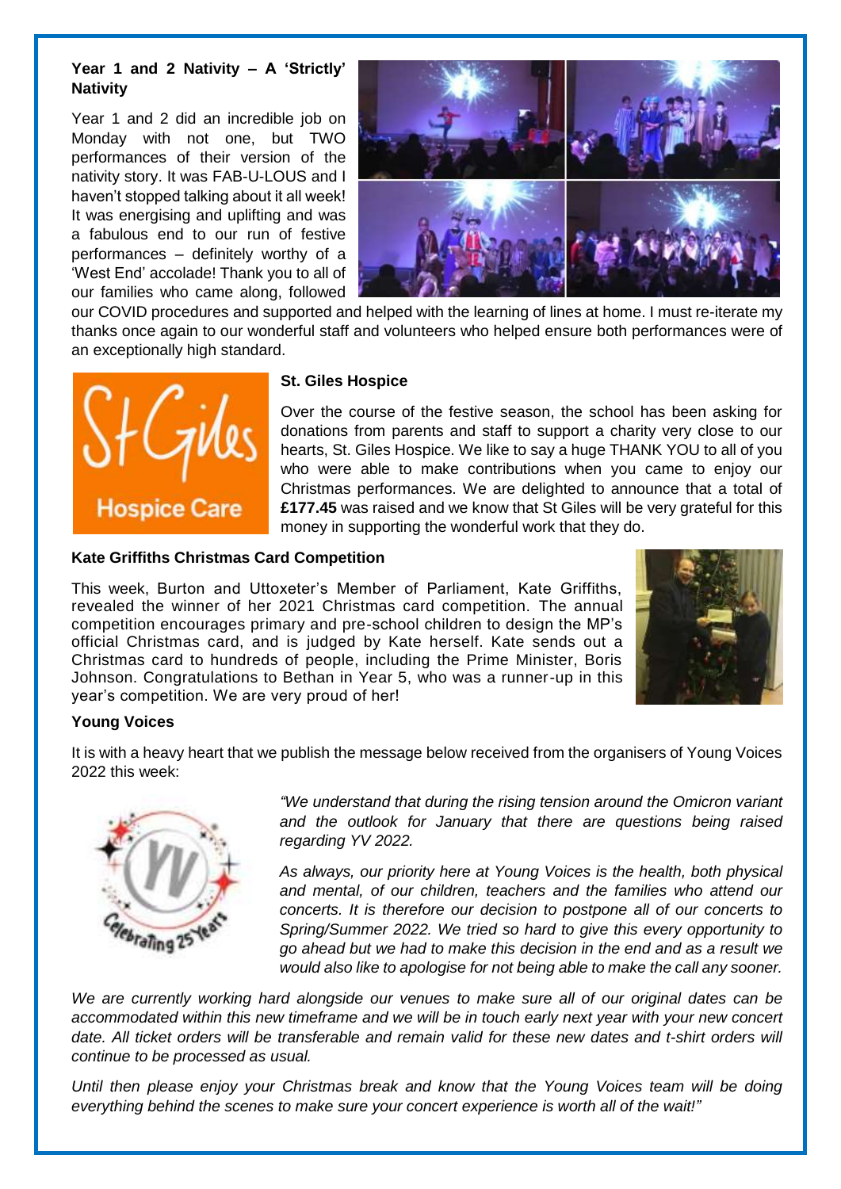### Year 1 and 2 Nativity – A 'Strictly' Nativity

Year 1 and 2 did an incredible job on Monday with not one, but TWO performances of their version of the nativity story. It was FAB-U-LOUS and I haven't stopped talking about it all week! It was energising and uplifting and was a fabulous end to our run of festive performances – definitely worthy of a 'West End' accolade! Thank you to all of our families who came along, followed our COVID procedures and supported and helped with the learning of lines at home. I must re-iterate my thanks once again to our wonderful staff and volunteers who helped ensure both performances were of an exceptionally high standard.

### St. Giles Hospice

Over the course of the festive season, the school has been asking for donations from parents and staff to support a charity very close to our hearts, St. Giles Hospice. We like to say a huge THANK YOU to all of you who were able to make contributions when you came to enjoy our Christmas performances. We are delighted to announce that a total of **£177.45** was raised and we know that St Giles will be very grateful for this money in supporting the wonderful work that they do.

### Kate Griffiths Christmas Card Competition

This week, Burton and Uttoxeter's Member of Parliament, Kate Griffiths, revealed the winner of her 2021 Christmas card competition. The annual competition encourages primary and pre-school children to design the MP's official Christmas card, and is judged by Kate herself. Kate sends out a Christmas card to hundreds of people, including the Prime Minister, Boris Johnson. Congratulations to Bethan in Year 5, who was a runner-up in this year's competition. We are very proud of her!

### Young Voices

It is with a heavy heart that we publish the message below received from the organisers of Young Voices 2022 this week:

*"We understand that during the rising tension around the Omicron variant and the outlook for January that there are questions being raised regarding YV 2022.*

*As always, our priority here at Young Voices is the health, both physical and mental, of our children, teachers and the families who attend our concerts. It is therefore our decision to postpone all of our concerts to Spring/Summer 2022. We tried so hard to give this every opportunity to go ahead but we had to make this decision in the end and as a result we would also like to apologise for not being able to make the call any sooner.*

*We are currently working hard alongside our venues to make sure all of our original dates can be accommodated within this new timeframe and we will be in touch early next year with your new concert date. All ticket orders will be transferable and remain valid for these new dates and t-shirt orders will continue to be processed as usual.*

*Until then please enjoy your Christmas break and know that the Young Voices team will be doing everything behind the scenes to make sure your concert experience is worth all of the wait!"*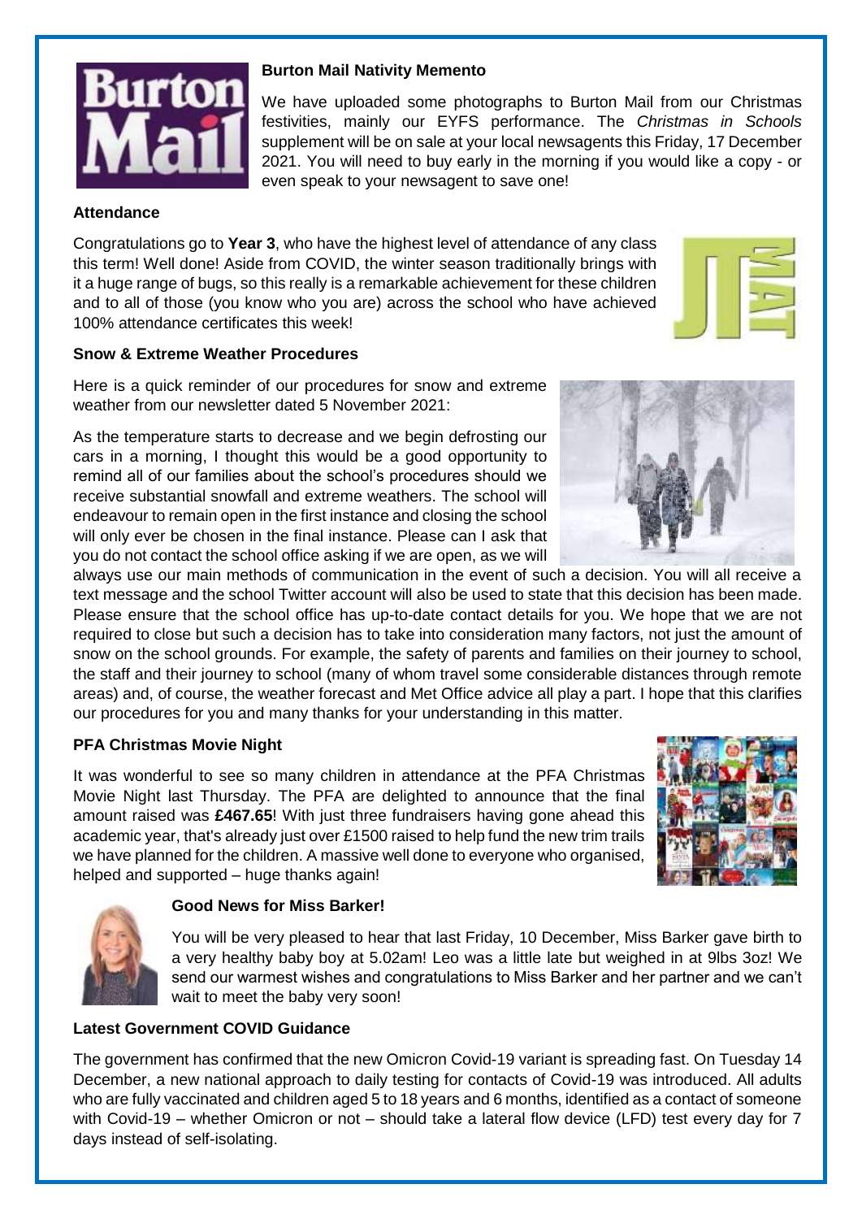## Burton Mail Nativity Memento

We have uploaded some photographs to Burton Mail from our Christmas festivities, mainly our EYFS performance. The *Christmas in Schools* supplement will be on sale at your local newsagents this Friday, 17 December 2021. You will need to buy early in the morning if you would like a copy - or even speak to your newsagent to save one!

## Attendance

Congratulations go to **Year 3**, who have the highest level of attendance of any class this term! Well done! Aside from COVID, the winter season traditionally brings with it a huge range of bugs, so this really is a remarkable achievement for these children and to all of those (you know who you are) across the school who have achieved 100% attendance certificates this week!

## Snow & Extreme Weather Procedures

Here is a quick reminder of our procedures for snow and extreme weather from our newsletter dated 5 November 2021:

As the temperature starts to decrease and we begin defrosting our cars in a morning, I thought this would be a good opportunity to remind all of our families about the school's procedures should we receive substantial snowfall and extreme weathers. The school will endeavour to remain open in the first instance and closing the school will only ever be chosen in the final instance. Please can I ask that you do not contact the school office asking if we are open, as we will always use our main methods of communication in the event of such a decision. You will all receive a text message and the school Twitter account will also be used to state that this decision has been made. Please ensure that the school office has up-to-date contact details for you. We hope that we are not required to close but such a decision has to take into consideration many factors, not just the amount of snow on the school grounds. For example, the safety of parents and families on their journey to school, the staff and their journey to school (many of whom travel some considerable distances through remote areas) and, of course, the weather forecast and Met Office advice all play a part. I hope that this clarifies our procedures for you and many thanks for your understanding in this matter.

## PFA Christmas Movie Night

It was wonderful to see so many children in attendance at the PFA Christmas Movie Night last Thursday. The PFA are delighted to announce that the final amount raised was **£467.65**! With just three fundraisers having gone ahead this academic year, that's already just over £1500 raised to help fund the new trim trails we have planned for the children. A massive well done to everyone who organised, helped and supported – huge thanks again!

## Good News for Miss Barker!

You will be very pleased to hear that last Friday, 10 December, Miss Barker gave birth to a very healthy baby boy at 5.02am! Leo was a little late but weighed in at 9lbs 3oz! We send our warmest wishes and congratulations to Miss Barker and her partner and we can't wait to meet the baby very soon!

## Latest Government COVID Guidance

The government has confirmed that the new Omicron Covid-19 variant is spreading fast. On Tuesday 14 December, a new national approach to daily testing for contacts of Covid-19 was introduced. All adults who are fully vaccinated and children aged 5 to 18 years and 6 months, identified as a contact of someone with Covid-19 – whether Omicron or not – should take a lateral flow device (LFD) test every day for 7 days instead of self-isolating.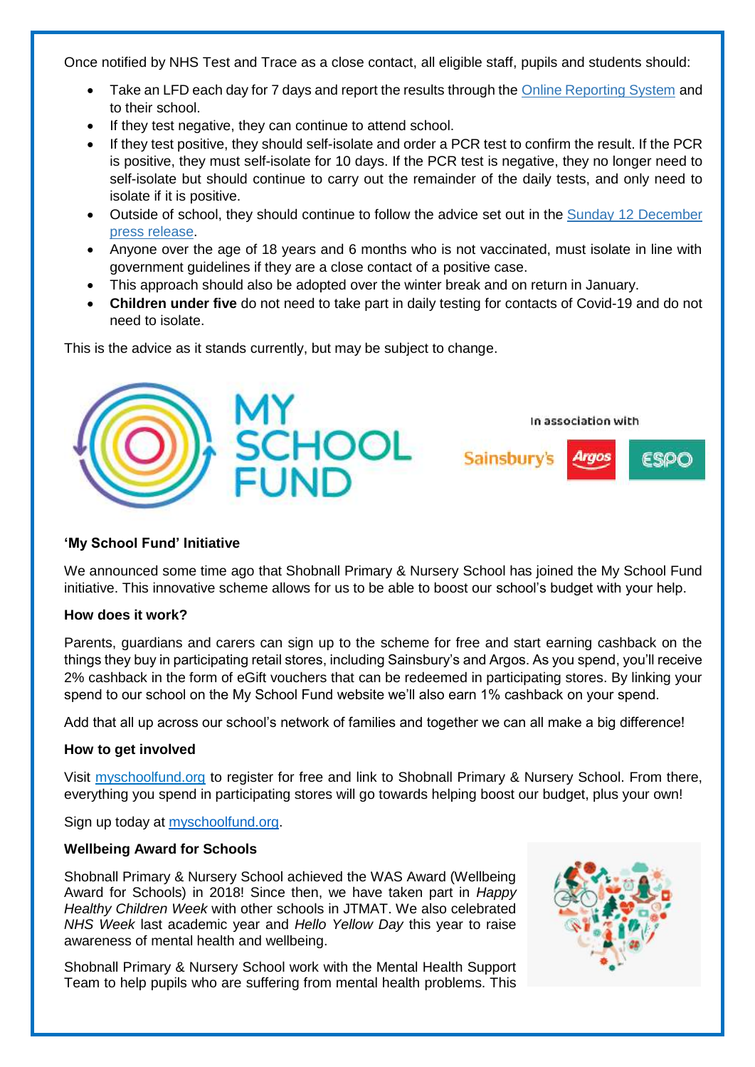Once notified by NHS Test and Trace as a close contact, all eligible staff, pupils and students should:

- Take an LFD each day for 7 days and report the results through the [Online Reporting System](#) and to their school.
- If they test negative, they can continue to attend school.
- If they test positive, they should self-isolate and order a PCR test to confirm the result. If the PCR is positive, they must self-isolate for 10 days. If the PCR test is negative, they no longer need to self-isolate but should continue to carry out the remainder of the daily tests, and only need to isolate if it is positive.
- Outside of school, they should continue to follow the advice set out in the [Sunday 12 December press release](#).
- Anyone over the age of 18 years and 6 months who is not vaccinated, must isolate in line with government guidelines if they are a close contact of a positive case.
- This approach should also be adopted over the winter break and on return in January.
- **Children under five** do not need to take part in daily testing for contacts of Covid-19 and do not need to isolate.

This is the advice as it stands currently, but may be subject to change.

MY SCHOOL FUND

In association with Sainsbury's Argos ESPO

**'My School Fund' Initiative**

We announced some time ago that Shobnall Primary & Nursery School has joined the My School Fund initiative. This innovative scheme allows for us to be able to boost our school's budget with your help.

**How does it work?**

Parents, guardians and carers can sign up to the scheme for free and start earning cashback on the things they buy in participating retail stores, including Sainsbury's and Argos. As you spend, you'll receive 2% cashback in the form of eGift vouchers that can be redeemed in participating stores. By linking your spend to our school on the My School Fund website we'll also earn 1% cashback on your spend.

Add that all up across our school's network of families and together we can all make a big difference!

**How to get involved**

Visit [myschoolfund.org](#) to register for free and link to Shobnall Primary & Nursery School. From there, everything you spend in participating stores will go towards helping boost our budget, plus your own!

Sign up today at [myschoolfund.org](#).

**Wellbeing Award for Schools**

Shobnall Primary & Nursery School achieved the WAS Award (Wellbeing Award for Schools) in 2018! Since then, we have taken part in *Happy Healthy Children Week* with other schools in JTMAT. We also celebrated *NHS Week* last academic year and *Hello Yellow Day* this year to raise awareness of mental health and wellbeing.

Shobnall Primary & Nursery School work with the Mental Health Support Team to help pupils who are suffering from mental health problems. This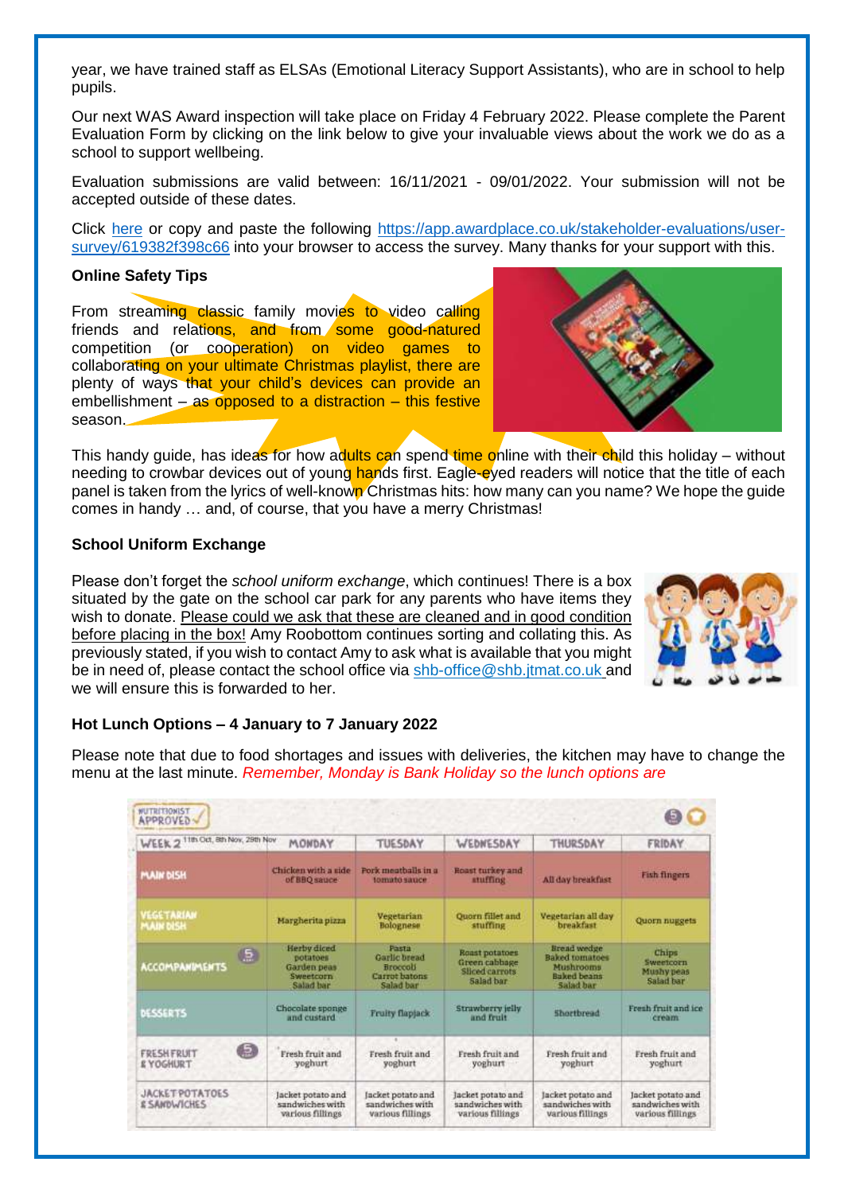year, we have trained staff as ELSAs (Emotional Literacy Support Assistants), who are in school to help pupils.

Our next WAS Award inspection will take place on Friday 4 February 2022. Please complete the Parent Evaluation Form by clicking on the link below to give your invaluable views about the work we do as a school to support wellbeing.

Evaluation submissions are valid between: 16/11/2021 - 09/01/2022. Your submission will not be accepted outside of these dates.

Click here or copy and paste the following https://app.awardplace.co.uk/stakeholder-evaluations/user-survey/619382f398c66 into your browser to access the survey. Many thanks for your support with this.

**Online Safety Tips**

From streaming classic family movies to video calling friends and relations, and from some good-natured competition (or cooperation) on video games to collaborating on your ultimate Christmas playlist, there are plenty of ways that your child's devices can provide an embellishment – as opposed to a distraction – this festive season.

This handy guide, has ideas for how adults can spend time online with their child this holiday – without needing to crowbar devices out of young hands first. Eagle-eyed readers will notice that the title of each panel is taken from the lyrics of well-known Christmas hits: how many can you name? We hope the guide comes in handy … and, of course, that you have a merry Christmas!

**School Uniform Exchange**

Please don't forget the *school uniform exchange*, which continues! There is a box situated by the gate on the school car park for any parents who have items they wish to donate. Please could we ask that these are cleaned and in good condition before placing in the box! Amy Roobottom continues sorting and collating this. As previously stated, if you wish to contact Amy to ask what is available that you might be in need of, please contact the school office via shb-office@shb.jtmat.co.uk and we will ensure this is forwarded to her.

**Hot Lunch Options – 4 January to 7 January 2022**

Please note that due to food shortages and issues with deliveries, the kitchen may have to change the menu at the last minute. *Remember, Monday is Bank Holiday so the lunch options are*

NUTRITIONIST APPROVED

| WEEK 2 11th Oct, 8th Nov, 29th Nov | MONDAY | TUESDAY | WEDNESDAY | THURSDAY | FRIDAY |
|---|---|---|---|---|---|
| MAIN DISH | Chicken with a side of BBQ sauce | Pork meatballs in a tomato sauce | Roast turkey and stuffing | All day breakfast | Fish fingers |
| VEGETARIAN MAIN DISH | Margherita pizza | Vegetarian Bolognese | Quorn fillet and stuffing | Vegetarian all day breakfast | Quorn nuggets |
| ACCOMPANIMENTS | Herby diced potatoes Garden peas Sweetcorn Salad bar | Pasta Garlic bread Broccoli Carrot batons Salad bar | Roast potatoes Green cabbage Sliced carrots Salad bar | Bread wedge Baked tomatoes Mushrooms Baked beans Salad bar | Chips Sweetcorn Mushy peas Salad bar |
| DESSERTS | Chocolate sponge and custard | Fruity flapjack | Strawberry jelly and fruit | Shortbread | Fresh fruit and ice cream |
| FRESH FRUIT & YOGHURT | Fresh fruit and yoghurt | Fresh fruit and yoghurt | Fresh fruit and yoghurt | Fresh fruit and yoghurt | Fresh fruit and yoghurt |
| JACKET POTATOES & SANDWICHES | Jacket potato and sandwiches with various fillings | Jacket potato and sandwiches with various fillings | Jacket potato and sandwiches with various fillings | Jacket potato and sandwiches with various fillings | Jacket potato and sandwiches with various fillings |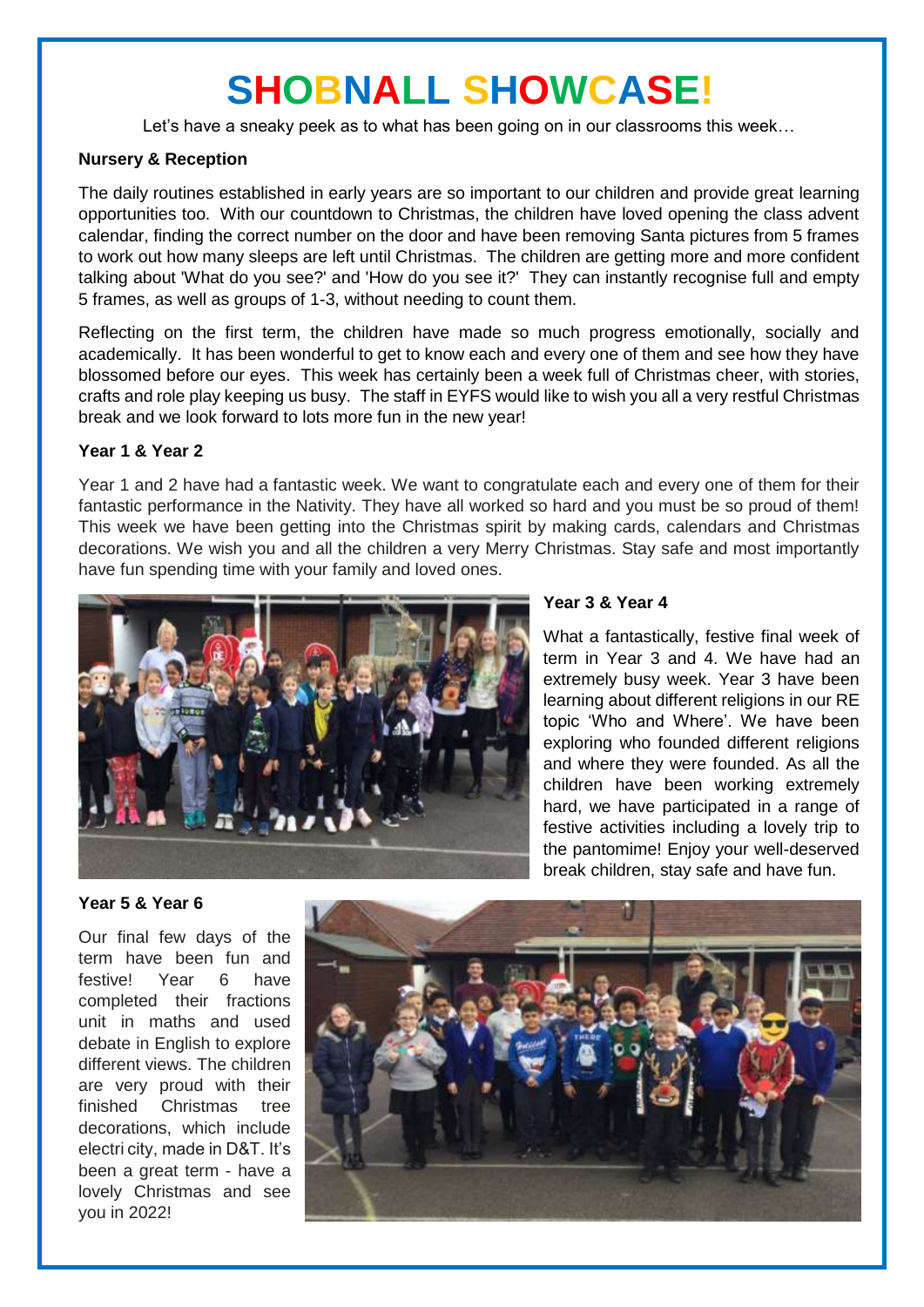# SHOBNALL SHOWCASE!

Let's have a sneaky peek as to what has been going on in our classrooms this week…

**Nursery & Reception**

The daily routines established in early years are so important to our children and provide great learning opportunities too. With our countdown to Christmas, the children have loved opening the class advent calendar, finding the correct number on the door and have been removing Santa pictures from 5 frames to work out how many sleeps are left until Christmas. The children are getting more and more confident talking about 'What do you see?' and 'How do you see it?' They can instantly recognise full and empty 5 frames, as well as groups of 1-3, without needing to count them.

Reflecting on the first term, the children have made so much progress emotionally, socially and academically. It has been wonderful to get to know each and every one of them and see how they have blossomed before our eyes. This week has certainly been a week full of Christmas cheer, with stories, crafts and role play keeping us busy. The staff in EYFS would like to wish you all a very restful Christmas break and we look forward to lots more fun in the new year!

**Year 1 & Year 2**

Year 1 and 2 have had a fantastic week. We want to congratulate each and every one of them for their fantastic performance in the Nativity. They have all worked so hard and you must be so proud of them! This week we have been getting into the Christmas spirit by making cards, calendars and Christmas decorations. We wish you and all the children a very Merry Christmas. Stay safe and most importantly have fun spending time with your family and loved ones.

**Year 3 & Year 4**

What a fantastically, festive final week of term in Year 3 and 4. We have had an extremely busy week. Year 3 have been learning about different religions in our RE topic 'Who and Where'. We have been exploring who founded different religions and where they were founded. As all the children have been working extremely hard, we have participated in a range of festive activities including a lovely trip to the pantomime! Enjoy your well-deserved break children, stay safe and have fun.

**Year 5 & Year 6**

Our final few days of the term have been fun and festive! Year 6 have completed their fractions unit in maths and used debate in English to explore different views. The children are very proud with their finished Christmas tree decorations, which include electri city, made in D&T. It's been a great term - have a lovely Christmas and see you in 2022!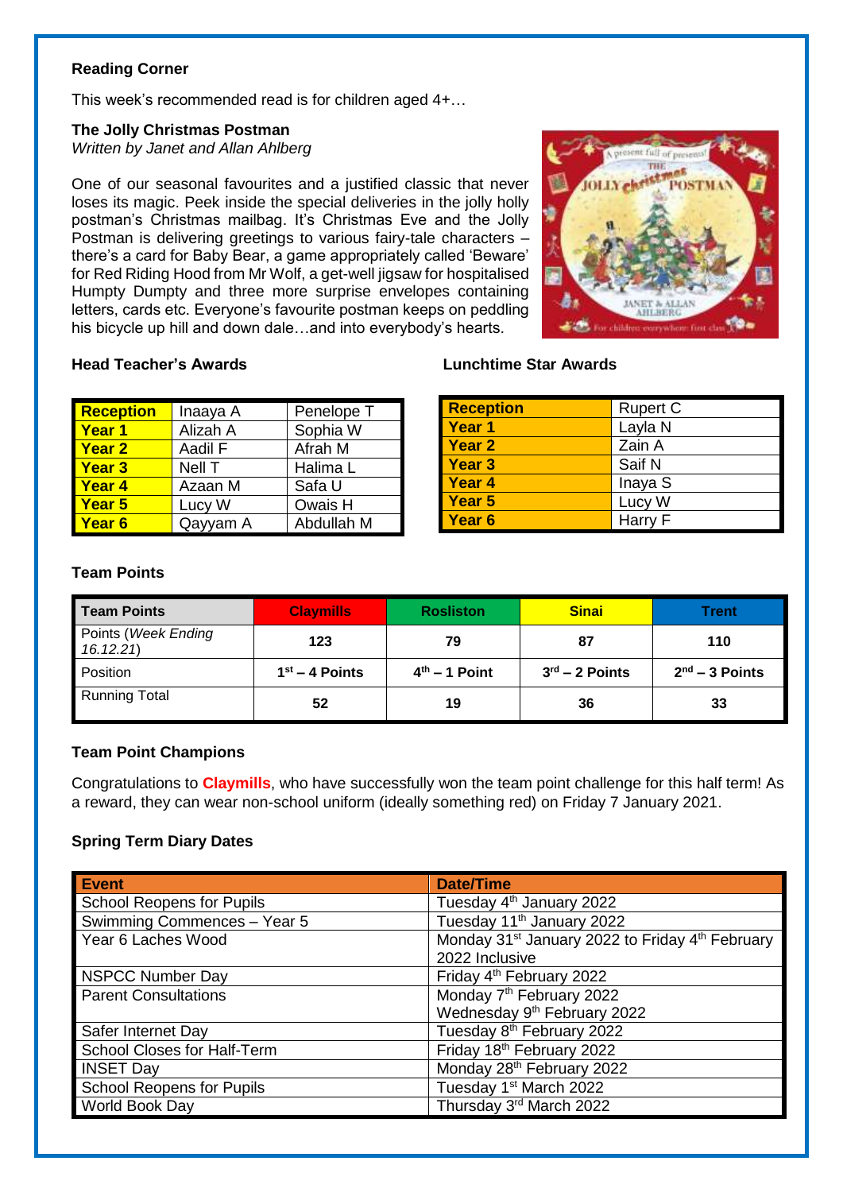## Reading Corner

This week's recommended read is for children aged 4+…

**The Jolly Christmas Postman**
*Written by Janet and Allan Ahlberg*

One of our seasonal favourites and a justified classic that never loses its magic. Peek inside the special deliveries in the jolly holly postman's Christmas mailbag. It's Christmas Eve and the Jolly Postman is delivering greetings to various fairy-tale characters – there's a card for Baby Bear, a game appropriately called 'Beware' for Red Riding Hood from Mr Wolf, a get-well jigsaw for hospitalised Humpty Dumpty and three more surprise envelopes containing letters, cards etc. Everyone's favourite postman keeps on peddling his bicycle up hill and down dale…and into everybody's hearts.

## Head Teacher's Awards

| | | |
|---|---|---|
| **Reception** | Inaaya A | Penelope T |
| **Year 1** | Alizah A | Sophia W |
| **Year 2** | Aadil F | Afrah M |
| **Year 3** | Nell T | Halima L |
| **Year 4** | Azaan M | Safa U |
| **Year 5** | Lucy W | Owais H |
| **Year 6** | Qayyam A | Abdullah M |

## Lunchtime Star Awards

| | |
|---|---|
| **Reception** | Rupert C |
| **Year 1** | Layla N |
| **Year 2** | Zain A |
| **Year 3** | Saif N |
| **Year 4** | Inaya S |
| **Year 5** | Lucy W |
| **Year 6** | Harry F |

## Team Points

| Team Points | Claymills | Rosliston | Sinai | Trent |
|---|---|---|---|---|
| Points (*Week Ending 16.12.21*) | 123 | 79 | 87 | 110 |
| Position | 1st – 4 Points | 4th – 1 Point | 3rd – 2 Points | 2nd – 3 Points |
| Running Total | 52 | 19 | 36 | 33 |

## Team Point Champions

Congratulations to **Claymills**, who have successfully won the team point challenge for this half term! As a reward, they can wear non-school uniform (ideally something red) on Friday 7 January 2021.

## Spring Term Diary Dates

| Event | Date/Time |
|---|---|
| School Reopens for Pupils | Tuesday 4th January 2022 |
| Swimming Commences – Year 5 | Tuesday 11th January 2022 |
| Year 6 Laches Wood | Monday 31st January 2022 to Friday 4th February 2022 Inclusive |
| NSPCC Number Day | Friday 4th February 2022 |
| Parent Consultations | Monday 7th February 2022<br>Wednesday 9th February 2022 |
| Safer Internet Day | Tuesday 8th February 2022 |
| School Closes for Half-Term | Friday 18th February 2022 |
| INSET Day | Monday 28th February 2022 |
| School Reopens for Pupils | Tuesday 1st March 2022 |
| World Book Day | Thursday 3rd March 2022 |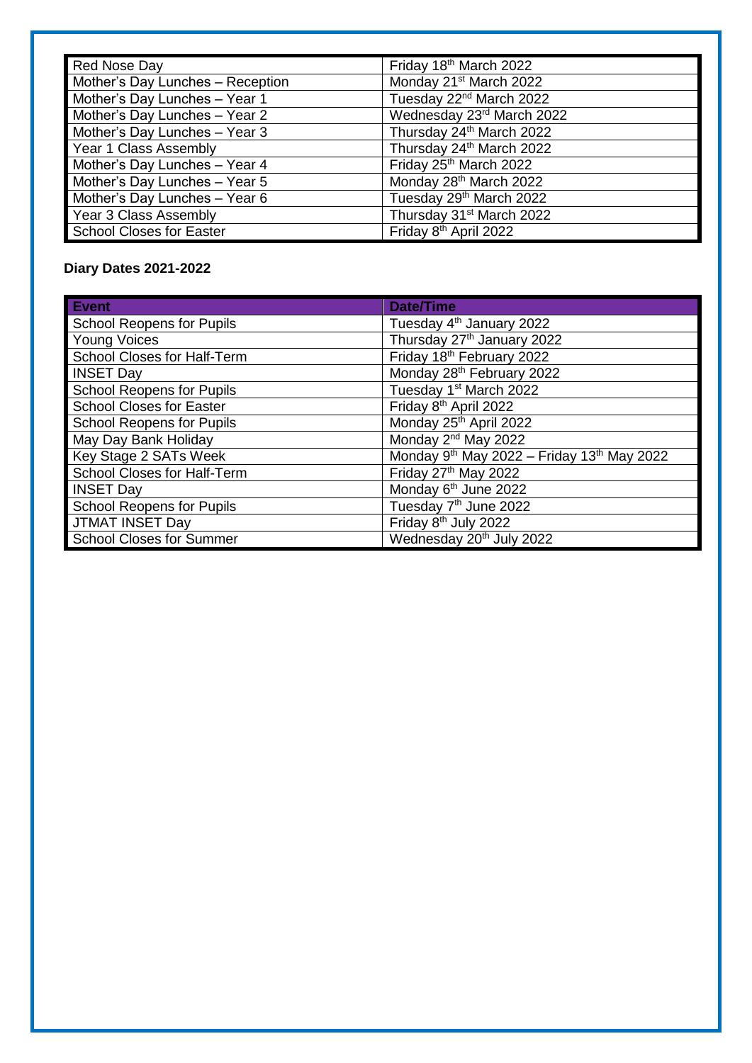| Red Nose Day | Friday 18th March 2022 |
|---|---|
| Mother's Day Lunches – Reception | Monday 21st March 2022 |
| Mother's Day Lunches – Year 1 | Tuesday 22nd March 2022 |
| Mother's Day Lunches – Year 2 | Wednesday 23rd March 2022 |
| Mother's Day Lunches – Year 3 | Thursday 24th March 2022 |
| Year 1 Class Assembly | Thursday 24th March 2022 |
| Mother's Day Lunches – Year 4 | Friday 25th March 2022 |
| Mother's Day Lunches – Year 5 | Monday 28th March 2022 |
| Mother's Day Lunches – Year 6 | Tuesday 29th March 2022 |
| Year 3 Class Assembly | Thursday 31st March 2022 |
| School Closes for Easter | Friday 8th April 2022 |

**Diary Dates 2021-2022**

| Event | Date/Time |
|---|---|
| School Reopens for Pupils | Tuesday 4th January 2022 |
| Young Voices | Thursday 27th January 2022 |
| School Closes for Half-Term | Friday 18th February 2022 |
| INSET Day | Monday 28th February 2022 |
| School Reopens for Pupils | Tuesday 1st March 2022 |
| School Closes for Easter | Friday 8th April 2022 |
| School Reopens for Pupils | Monday 25th April 2022 |
| May Day Bank Holiday | Monday 2nd May 2022 |
| Key Stage 2 SATs Week | Monday 9th May 2022 – Friday 13th May 2022 |
| School Closes for Half-Term | Friday 27th May 2022 |
| INSET Day | Monday 6th June 2022 |
| School Reopens for Pupils | Tuesday 7th June 2022 |
| JTMAT INSET Day | Friday 8th July 2022 |
| School Closes for Summer | Wednesday 20th July 2022 |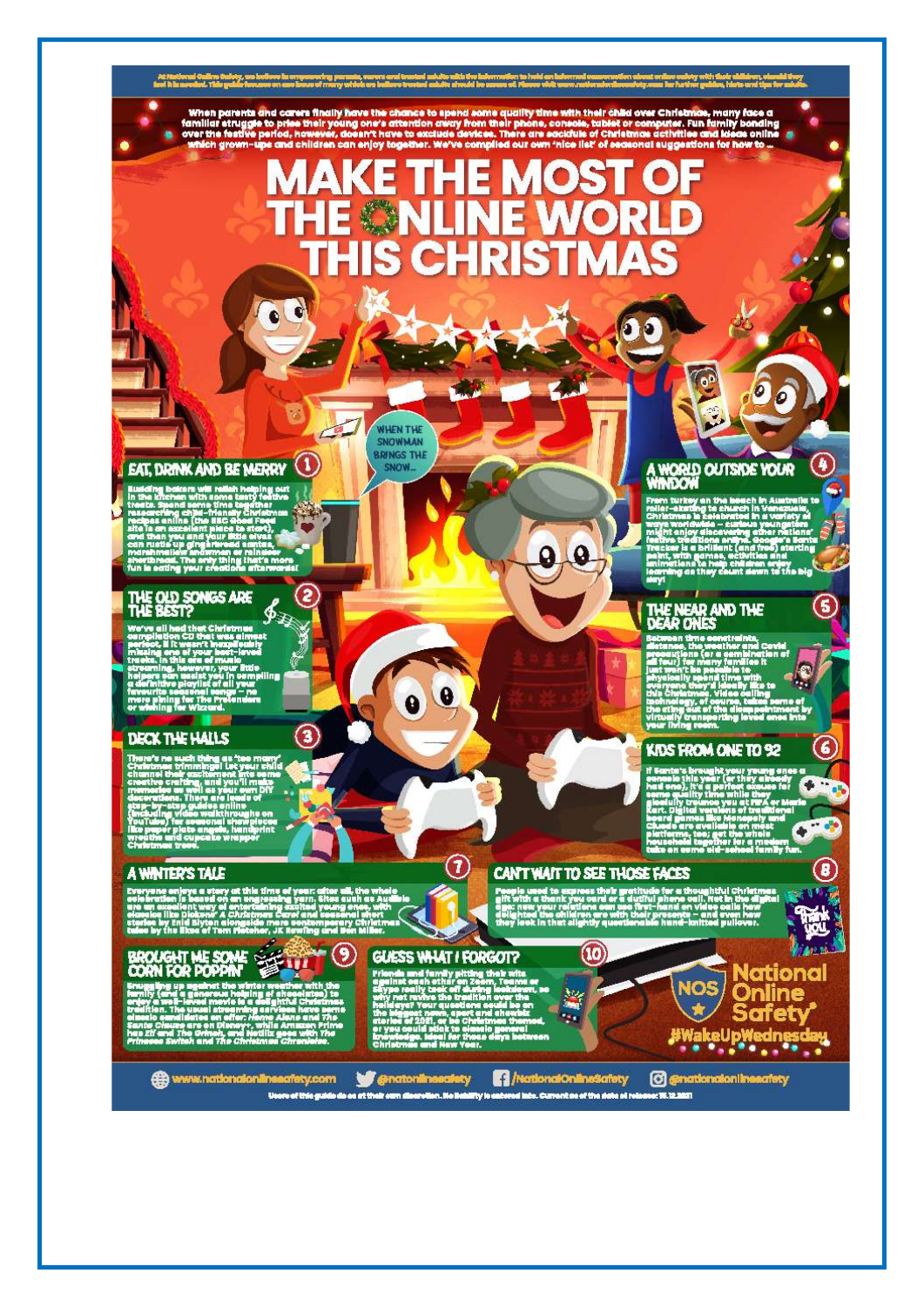At National Online Safety, we believe in empowering parents, carers and trusted adults with the information to hold an informed conversation about online safety with their children, should they feel it is needed. This guide focuses on one issue of many which we believe trusted adults should be aware of. Please visit www.nationalonlinesafety.com for further guides, hints and tips for adults.

When parents and carers finally have the chance to spend some quality time with their child over Christmas, many face a familiar struggle to prise their young one's attention away from their phone, console, tablet or computer. Fun family bonding over the festive period, however, doesn't have to exclude devices. There are sackfuls of Christmas activities and ideas online which grown-ups and children can enjoy together. We've compiled our own 'nice list' of seasonal suggestions for how to ...

# MAKE THE MOST OF THE ONLINE WORLD THIS CHRISTMAS

WHEN THE SNOWMAN BRINGS THE SNOW...

## 1 EAT, DRINK AND BE MERRY

Budding bakers will relish helping out in the kitchen with some tasty festive treats. Spend some time together researching child-friendly Christmas recipes online (the BBC Good Food site is an excellent place to start), and then you and your little elves can rustle up gingerbread santas, marshmallow snowmen or reindeer shortbread. The only thing that's more fun is eating your creations afterwards!

## 2 THE OLD SONGS ARE THE BEST?

We've all had that Christmas compilation CD that was almost perfect, if it wasn't inexplicably missing one of your best-loved tracks. In this era of music streaming, however, your little helpers can assist you in compiling a definitive playlist of all your favourite seasonal songs – no more pining for The Pretenders or wishing for Wizzard.

## 3 DECK THE HALLS

There's no such thing as "too many" Christmas trimmings! Let your child channel their excitement into some creative crafting, and you'll make memories as well as your own DIY decorations. There are loads of step-by-step guides online (including video walkthroughs on YouTube) for seasonal showpieces like paper plate angels, handprint wreaths and cupcake wrapper Christmas trees.

## 4 A WORLD OUTSIDE YOUR WINDOW

From turkey on the beach in Australia to roller-skating to church in Venezuela, Christmas is celebrated in a variety of ways worldwide – curious youngsters might enjoy discovering other nations' festive traditions online. Google's Santa Tracker is a brilliant (and free) starting point, with games, activities and animations to help children enjoy learning as they count down to the big day!

## 5 THE NEAR AND THE DEAR ONES

Between time constraints, distance, the weather and Covid precautions (or a combination of all four) for many families it just won't be possible to physically spend time with everyone they'd ideally like to this Christmas. Video calling technology, of course, takes some of the sting out of the disappointment by virtually transporting loved ones into your living room.

## 6 KIDS FROM ONE TO 92

If Santa's brought your young ones a console this year (or they already had one), it's a perfect excuse for some quality time while they gleefully trounce you at FIFA or Mario Kart. Digital versions of traditional board games like Monopoly and Cluedo are available on most platforms, too: get the whole household together for a modern take on some old-school family fun.

## 7 A WINTER'S TALE

Everyone enjoys a story at this time of year: after all, the whole celebration is based on an engrossing yarn. Sites such as Audible are an excellent way of entertaining excited young ones, with classics like Dickens' *A Christmas Carol* and seasonal short stories by Enid Blyton alongside more contemporary Christmas tales by the likes of Tom Fletcher, JK Rowling and Ben Miller.

## 8 CAN'T WAIT TO SEE THOSE FACES

People used to express their gratitude for a thoughtful Christmas gift with a thank you card or a dutiful phone call. Not in the digital age: now your relations can see first-hand on video calls how delighted the children are with their presents – and even how they look in that slightly questionable hand-knitted pullover.

## 9 BROUGHT ME SOME CORN FOR POPPIN'

Snuggling up against the winter weather with the family (and a generous helping of chocolates) to enjoy a well-loved movie is a delightful Christmas tradition. The usual streaming services have some classic candidates on offer: *Home Alone* and *The Santa Clauses* are on Disney+, while Amazon Prime has *Elf* and *The Grinch*, and Netflix goes with *The Princess Switch* and *The Christmas Chronicles*.

## 10 GUESS WHAT I FORGOT?

Friends and family pitting their wits against each other on Zoom, Teams or Skype really took off during lockdown, so why not revive the tradition over the holidays? Your questions could be on the biggest news, sport and showbiz stories of 2021, or be Christmas themed, or you could stick to classic general knowledge. Ideal for those days between Christmas and New Year.

National Online Safety #WakeUpWednesday

www.nationalonlinesafety.com | @natonlinesafety | /NationalOnlineSafety | @nationalonlinesafety

Users of this guide do so at their own discretion. No liability is entered into. Current as of the date of release: 15.12.2021